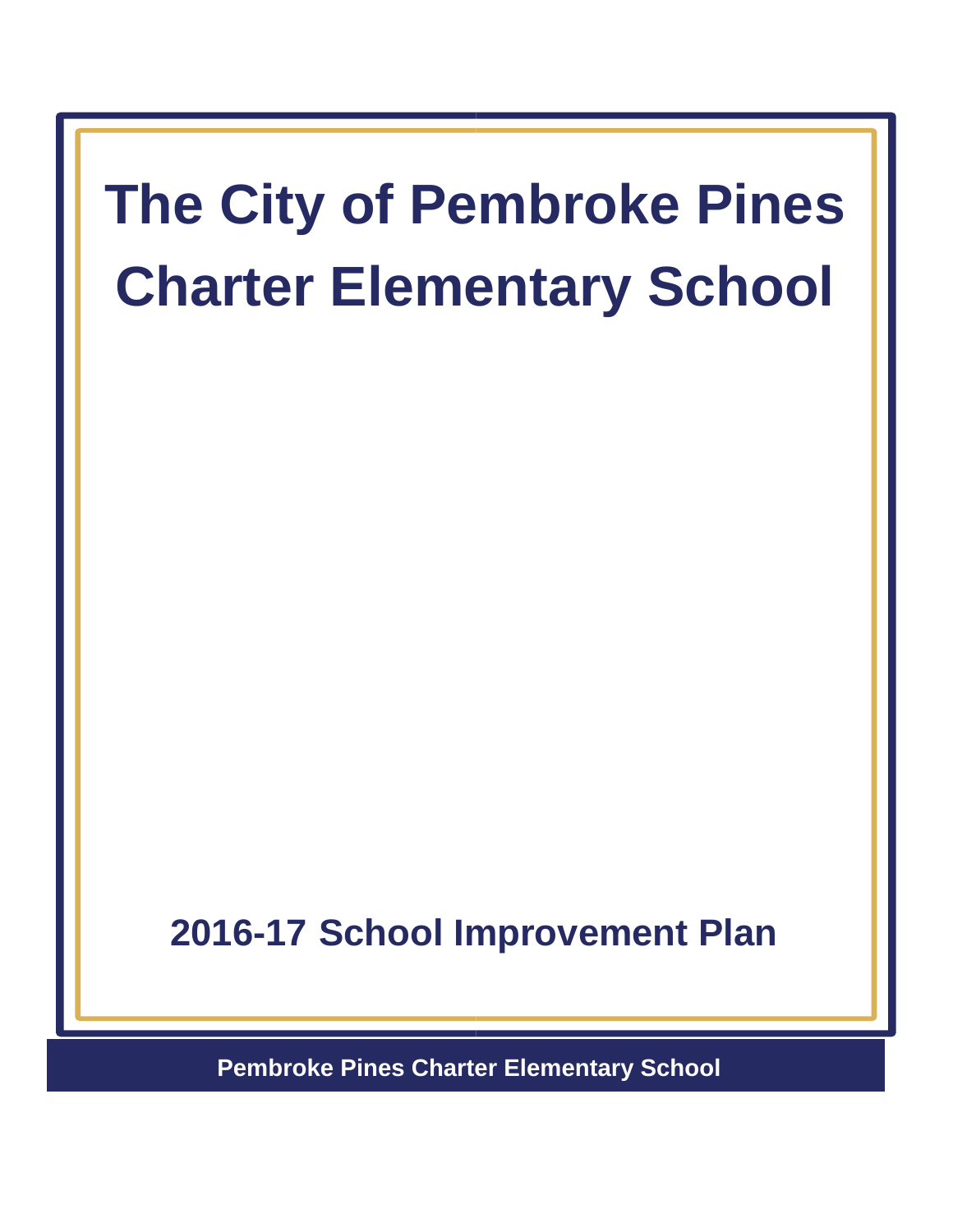# The City of Pembroke Pines Charter Elementary School

## 2016-17 School Improvement Plan

**Pembroke Pines Charter Elementary School**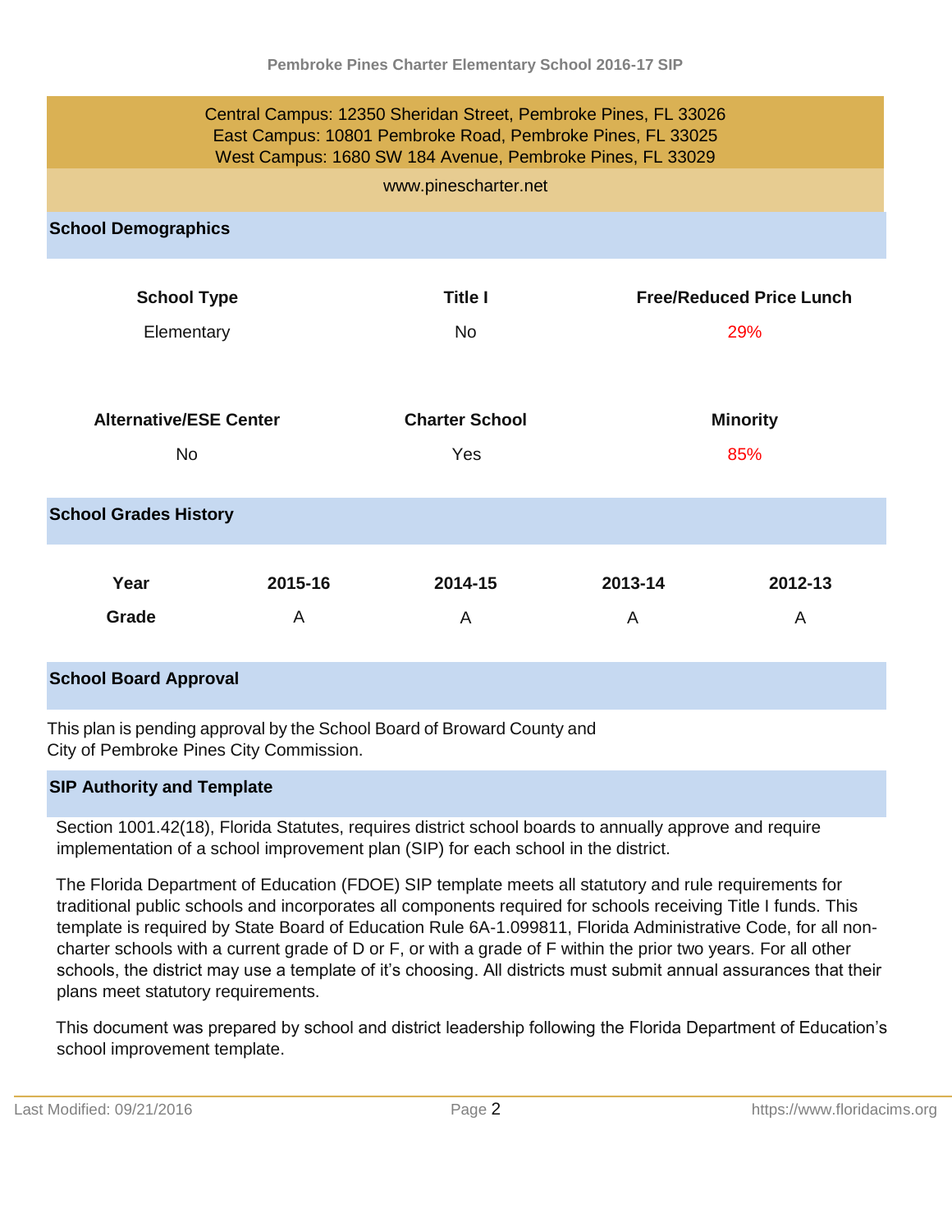Central Campus: 12350 Sheridan Street, Pembroke Pines, FL 33026
East Campus: 10801 Pembroke Road, Pembroke Pines, FL 33025
West Campus: 1680 SW 184 Avenue, Pembroke Pines, FL 33029

www.pinescharter.net

## School Demographics

| School Type | Title I | Free/Reduced Price Lunch |
|---|---|---|
| Elementary | No | 29% |

| Alternative/ESE Center | Charter School | Minority |
|---|---|---|
| No | Yes | 85% |

## School Grades History

| Year | 2015-16 | 2014-15 | 2013-14 | 2012-13 |
|---|---|---|---|---|
| Grade | A | A | A | A |

## School Board Approval

This plan is pending approval by the School Board of Broward County and City of Pembroke Pines City Commission.

## SIP Authority and Template

Section 1001.42(18), Florida Statutes, requires district school boards to annually approve and require implementation of a school improvement plan (SIP) for each school in the district.

The Florida Department of Education (FDOE) SIP template meets all statutory and rule requirements for traditional public schools and incorporates all components required for schools receiving Title I funds. This template is required by State Board of Education Rule 6A-1.099811, Florida Administrative Code, for all non-charter schools with a current grade of D or F, or with a grade of F within the prior two years. For all other schools, the district may use a template of it's choosing. All districts must submit annual assurances that their plans meet statutory requirements.

This document was prepared by school and district leadership following the Florida Department of Education's school improvement template.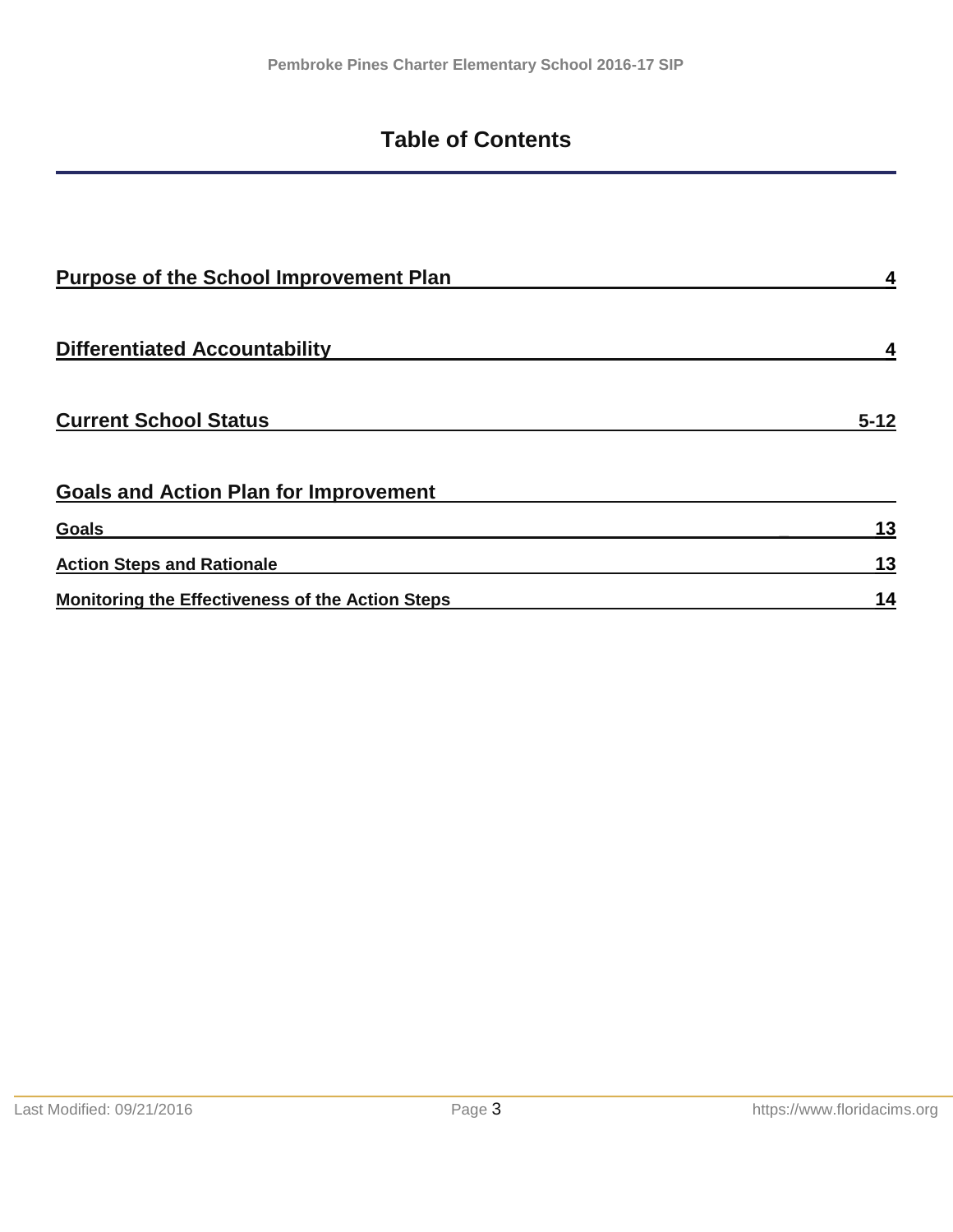# Table of Contents

| | |
|---|---|
| **Purpose of the School Improvement Plan** | **4** |
| **Differentiated Accountability** | **4** |
| **Current School Status** | **5-12** |
| **Goals and Action Plan for Improvement** | |
| **Goals** | **13** |
| **Action Steps and Rationale** | **13** |
| **Monitoring the Effectiveness of the Action Steps** | **14** |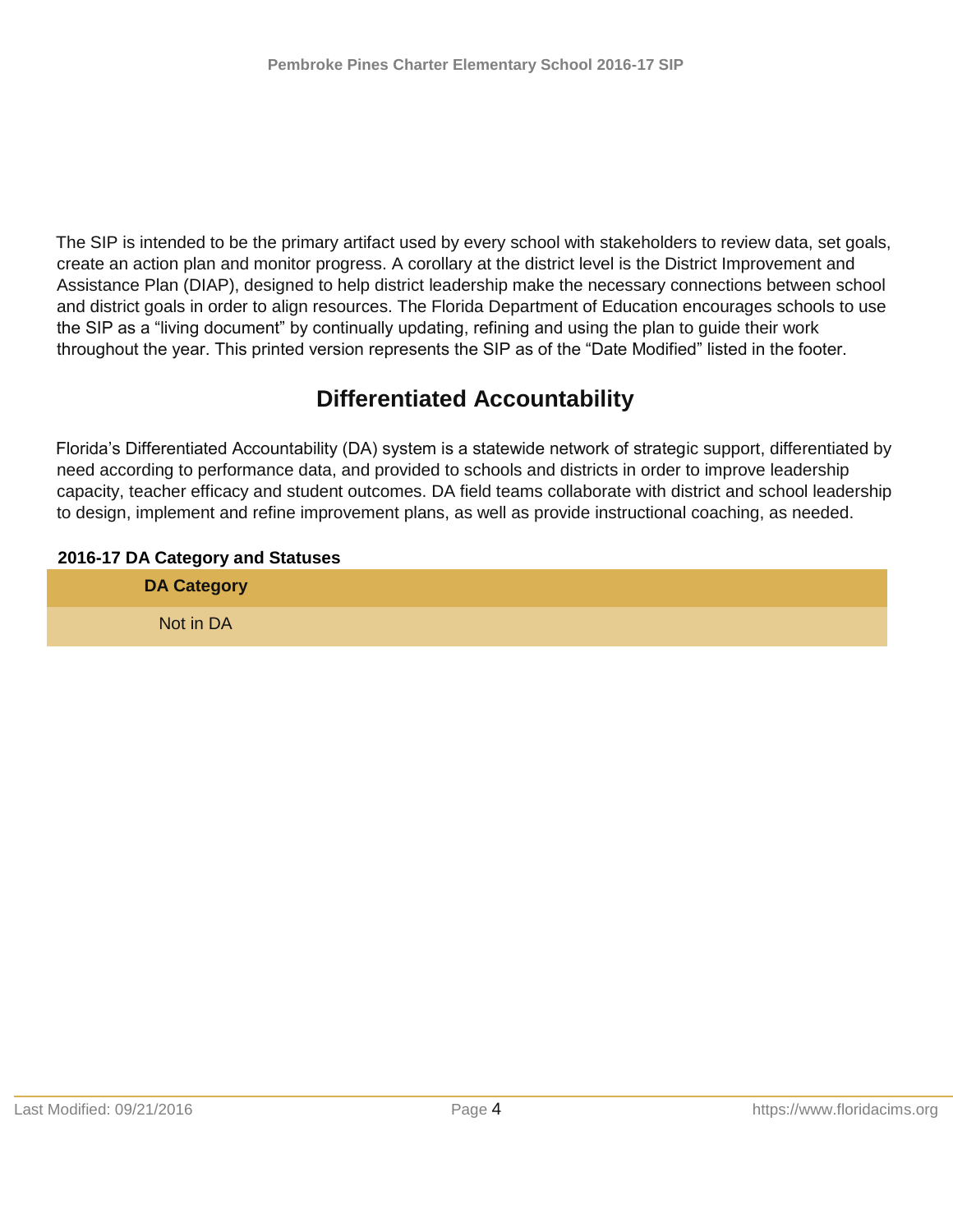The SIP is intended to be the primary artifact used by every school with stakeholders to review data, set goals, create an action plan and monitor progress. A corollary at the district level is the District Improvement and Assistance Plan (DIAP), designed to help district leadership make the necessary connections between school and district goals in order to align resources. The Florida Department of Education encourages schools to use the SIP as a “living document” by continually updating, refining and using the plan to guide their work throughout the year. This printed version represents the SIP as of the “Date Modified” listed in the footer.

## Differentiated Accountability

Florida’s Differentiated Accountability (DA) system is a statewide network of strategic support, differentiated by need according to performance data, and provided to schools and districts in order to improve leadership capacity, teacher efficacy and student outcomes. DA field teams collaborate with district and school leadership to design, implement and refine improvement plans, as well as provide instructional coaching, as needed.

**2016-17 DA Category and Statuses**

| DA Category |
| --- |
| Not in DA |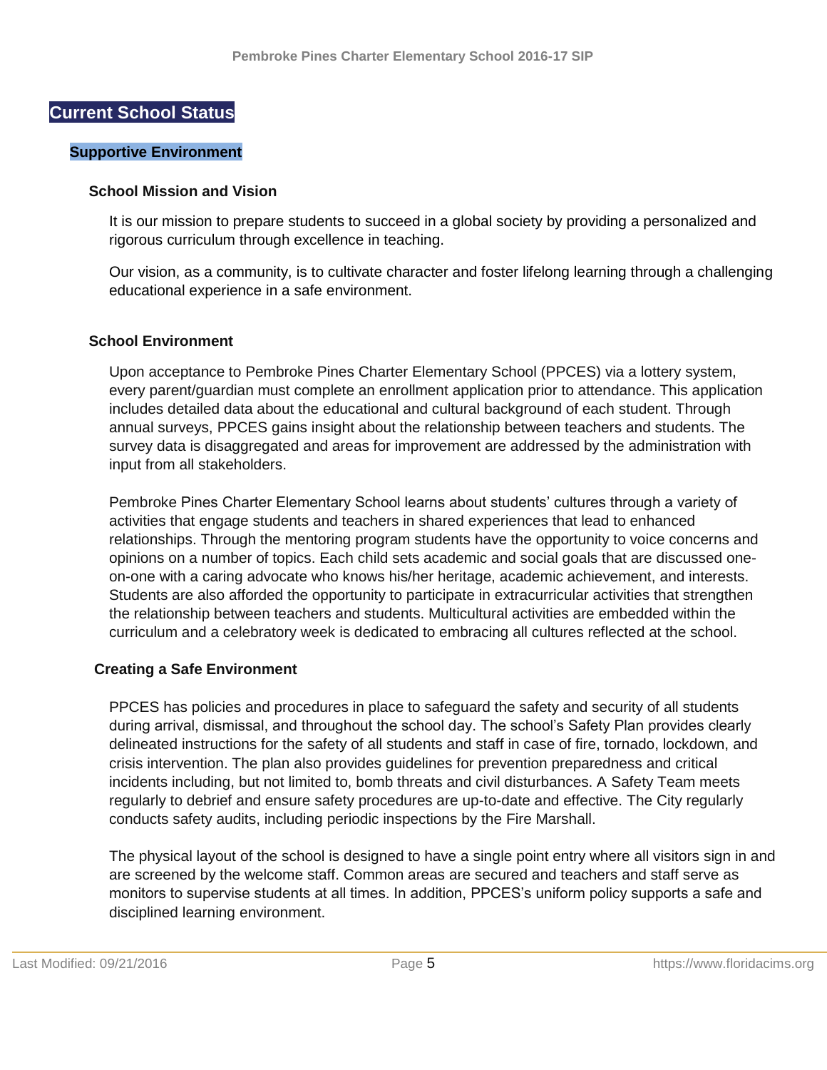# Current School Status

## Supportive Environment

### School Mission and Vision

It is our mission to prepare students to succeed in a global society by providing a personalized and rigorous curriculum through excellence in teaching.

Our vision, as a community, is to cultivate character and foster lifelong learning through a challenging educational experience in a safe environment.

### School Environment

Upon acceptance to Pembroke Pines Charter Elementary School (PPCES) via a lottery system, every parent/guardian must complete an enrollment application prior to attendance. This application includes detailed data about the educational and cultural background of each student. Through annual surveys, PPCES gains insight about the relationship between teachers and students. The survey data is disaggregated and areas for improvement are addressed by the administration with input from all stakeholders.

Pembroke Pines Charter Elementary School learns about students' cultures through a variety of activities that engage students and teachers in shared experiences that lead to enhanced relationships. Through the mentoring program students have the opportunity to voice concerns and opinions on a number of topics. Each child sets academic and social goals that are discussed one-on-one with a caring advocate who knows his/her heritage, academic achievement, and interests. Students are also afforded the opportunity to participate in extracurricular activities that strengthen the relationship between teachers and students. Multicultural activities are embedded within the curriculum and a celebratory week is dedicated to embracing all cultures reflected at the school.

### Creating a Safe Environment

PPCES has policies and procedures in place to safeguard the safety and security of all students during arrival, dismissal, and throughout the school day. The school's Safety Plan provides clearly delineated instructions for the safety of all students and staff in case of fire, tornado, lockdown, and crisis intervention. The plan also provides guidelines for prevention preparedness and critical incidents including, but not limited to, bomb threats and civil disturbances. A Safety Team meets regularly to debrief and ensure safety procedures are up-to-date and effective. The City regularly conducts safety audits, including periodic inspections by the Fire Marshall.

The physical layout of the school is designed to have a single point entry where all visitors sign in and are screened by the welcome staff. Common areas are secured and teachers and staff serve as monitors to supervise students at all times. In addition, PPCES's uniform policy supports a safe and disciplined learning environment.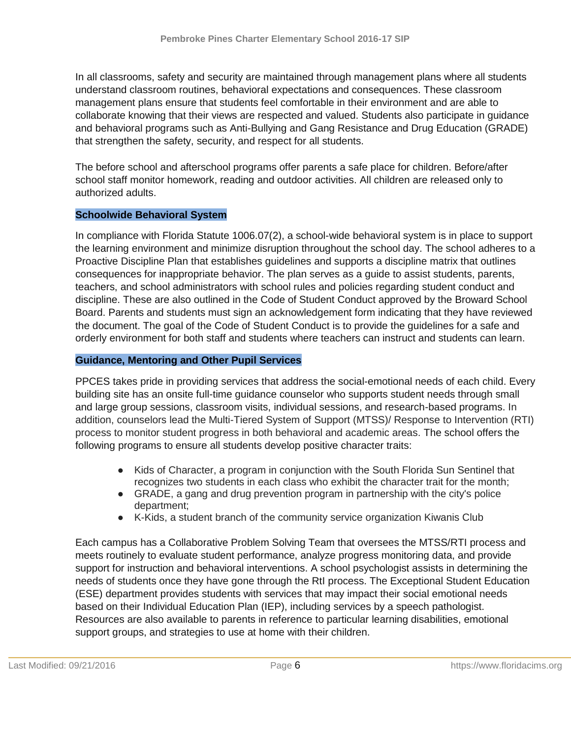In all classrooms, safety and security are maintained through management plans where all students understand classroom routines, behavioral expectations and consequences. These classroom management plans ensure that students feel comfortable in their environment and are able to collaborate knowing that their views are respected and valued. Students also participate in guidance and behavioral programs such as Anti-Bullying and Gang Resistance and Drug Education (GRADE) that strengthen the safety, security, and respect for all students.

The before school and afterschool programs offer parents a safe place for children. Before/after school staff monitor homework, reading and outdoor activities. All children are released only to authorized adults.

**Schoolwide Behavioral System**

In compliance with Florida Statute 1006.07(2), a school-wide behavioral system is in place to support the learning environment and minimize disruption throughout the school day. The school adheres to a Proactive Discipline Plan that establishes guidelines and supports a discipline matrix that outlines consequences for inappropriate behavior. The plan serves as a guide to assist students, parents, teachers, and school administrators with school rules and policies regarding student conduct and discipline. These are also outlined in the Code of Student Conduct approved by the Broward School Board. Parents and students must sign an acknowledgement form indicating that they have reviewed the document. The goal of the Code of Student Conduct is to provide the guidelines for a safe and orderly environment for both staff and students where teachers can instruct and students can learn.

**Guidance, Mentoring and Other Pupil Services**

PPCES takes pride in providing services that address the social-emotional needs of each child. Every building site has an onsite full-time guidance counselor who supports student needs through small and large group sessions, classroom visits, individual sessions, and research-based programs. In addition, counselors lead the Multi-Tiered System of Support (MTSS)/ Response to Intervention (RTI) process to monitor student progress in both behavioral and academic areas. The school offers the following programs to ensure all students develop positive character traits:

- Kids of Character, a program in conjunction with the South Florida Sun Sentinel that recognizes two students in each class who exhibit the character trait for the month;
- GRADE, a gang and drug prevention program in partnership with the city's police department;
- K-Kids, a student branch of the community service organization Kiwanis Club

Each campus has a Collaborative Problem Solving Team that oversees the MTSS/RTI process and meets routinely to evaluate student performance, analyze progress monitoring data, and provide support for instruction and behavioral interventions. A school psychologist assists in determining the needs of students once they have gone through the RtI process. The Exceptional Student Education (ESE) department provides students with services that may impact their social emotional needs based on their Individual Education Plan (IEP), including services by a speech pathologist. Resources are also available to parents in reference to particular learning disabilities, emotional support groups, and strategies to use at home with their children.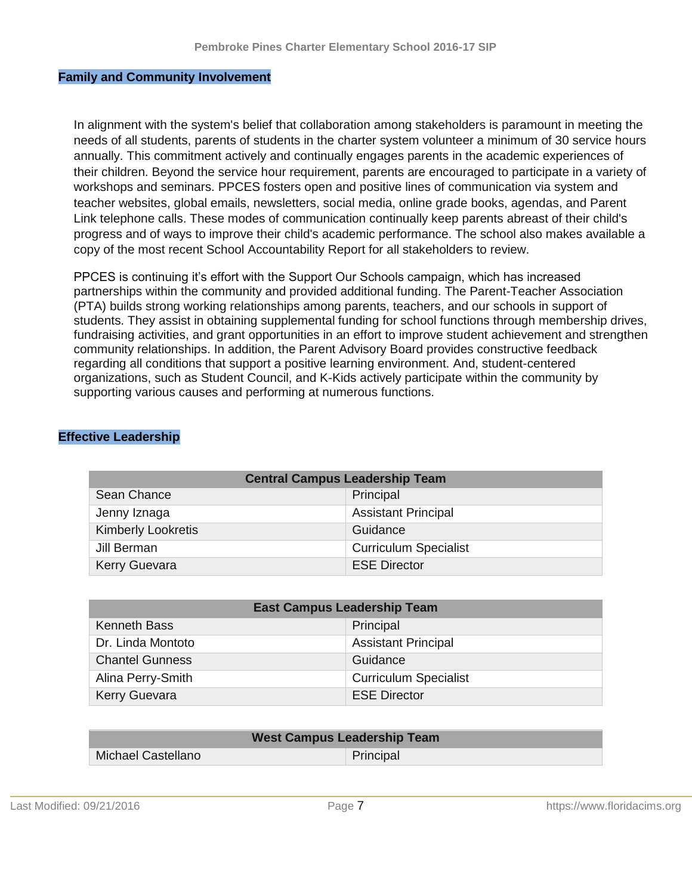## Family and Community Involvement

In alignment with the system's belief that collaboration among stakeholders is paramount in meeting the needs of all students, parents of students in the charter system volunteer a minimum of 30 service hours annually. This commitment actively and continually engages parents in the academic experiences of their children. Beyond the service hour requirement, parents are encouraged to participate in a variety of workshops and seminars. PPCES fosters open and positive lines of communication via system and teacher websites, global emails, newsletters, social media, online grade books, agendas, and Parent Link telephone calls. These modes of communication continually keep parents abreast of their child's progress and of ways to improve their child's academic performance. The school also makes available a copy of the most recent School Accountability Report for all stakeholders to review.

PPCES is continuing it's effort with the Support Our Schools campaign, which has increased partnerships within the community and provided additional funding. The Parent-Teacher Association (PTA) builds strong working relationships among parents, teachers, and our schools in support of students. They assist in obtaining supplemental funding for school functions through membership drives, fundraising activities, and grant opportunities in an effort to improve student achievement and strengthen community relationships. In addition, the Parent Advisory Board provides constructive feedback regarding all conditions that support a positive learning environment. And, student-centered organizations, such as Student Council, and K-Kids actively participate within the community by supporting various causes and performing at numerous functions.

## Effective Leadership

| Central Campus Leadership Team | |
|---|---|
| Sean Chance | Principal |
| Jenny Iznaga | Assistant Principal |
| Kimberly Lookretis | Guidance |
| Jill Berman | Curriculum Specialist |
| Kerry Guevara | ESE Director |

| East Campus Leadership Team | |
|---|---|
| Kenneth Bass | Principal |
| Dr. Linda Montoto | Assistant Principal |
| Chantel Gunness | Guidance |
| Alina Perry-Smith | Curriculum Specialist |
| Kerry Guevara | ESE Director |

| West Campus Leadership Team | |
|---|---|
| Michael Castellano | Principal |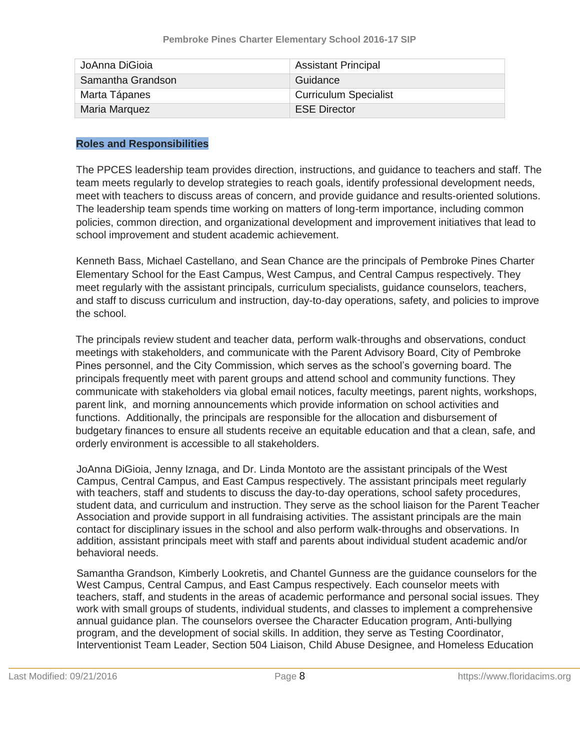| JoAnna DiGioia | Assistant Principal |
| --- | --- |
| Samantha Grandson | Guidance |
| Marta Tápanes | Curriculum Specialist |
| Maria Marquez | ESE Director |

**Roles and Responsibilities**

The PPCES leadership team provides direction, instructions, and guidance to teachers and staff. The team meets regularly to develop strategies to reach goals, identify professional development needs, meet with teachers to discuss areas of concern, and provide guidance and results-oriented solutions. The leadership team spends time working on matters of long-term importance, including common policies, common direction, and organizational development and improvement initiatives that lead to school improvement and student academic achievement.

Kenneth Bass, Michael Castellano, and Sean Chance are the principals of Pembroke Pines Charter Elementary School for the East Campus, West Campus, and Central Campus respectively. They meet regularly with the assistant principals, curriculum specialists, guidance counselors, teachers, and staff to discuss curriculum and instruction, day-to-day operations, safety, and policies to improve the school.

The principals review student and teacher data, perform walk-throughs and observations, conduct meetings with stakeholders, and communicate with the Parent Advisory Board, City of Pembroke Pines personnel, and the City Commission, which serves as the school's governing board. The principals frequently meet with parent groups and attend school and community functions. They communicate with stakeholders via global email notices, faculty meetings, parent nights, workshops, parent link, and morning announcements which provide information on school activities and functions. Additionally, the principals are responsible for the allocation and disbursement of budgetary finances to ensure all students receive an equitable education and that a clean, safe, and orderly environment is accessible to all stakeholders.

JoAnna DiGioia, Jenny Iznaga, and Dr. Linda Montoto are the assistant principals of the West Campus, Central Campus, and East Campus respectively. The assistant principals meet regularly with teachers, staff and students to discuss the day-to-day operations, school safety procedures, student data, and curriculum and instruction. They serve as the school liaison for the Parent Teacher Association and provide support in all fundraising activities. The assistant principals are the main contact for disciplinary issues in the school and also perform walk-throughs and observations. In addition, assistant principals meet with staff and parents about individual student academic and/or behavioral needs.

Samantha Grandson, Kimberly Lookretis, and Chantel Gunness are the guidance counselors for the West Campus, Central Campus, and East Campus respectively. Each counselor meets with teachers, staff, and students in the areas of academic performance and personal social issues. They work with small groups of students, individual students, and classes to implement a comprehensive annual guidance plan. The counselors oversee the Character Education program, Anti-bullying program, and the development of social skills. In addition, they serve as Testing Coordinator, Interventionist Team Leader, Section 504 Liaison, Child Abuse Designee, and Homeless Education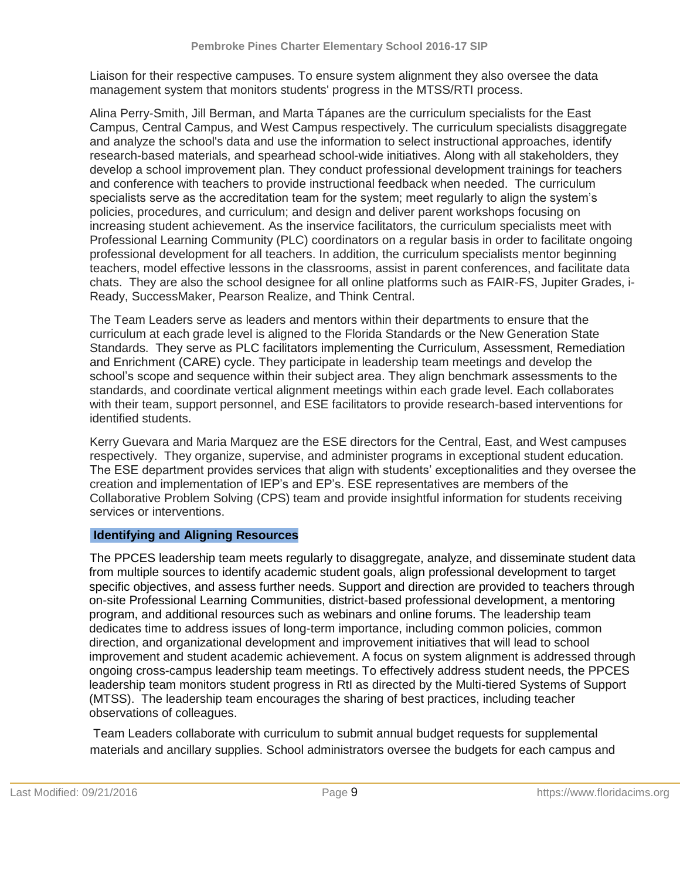Liaison for their respective campuses. To ensure system alignment they also oversee the data management system that monitors students' progress in the MTSS/RTI process.

Alina Perry-Smith, Jill Berman, and Marta Tápanes are the curriculum specialists for the East Campus, Central Campus, and West Campus respectively. The curriculum specialists disaggregate and analyze the school's data and use the information to select instructional approaches, identify research-based materials, and spearhead school-wide initiatives. Along with all stakeholders, they develop a school improvement plan. They conduct professional development trainings for teachers and conference with teachers to provide instructional feedback when needed. The curriculum specialists serve as the accreditation team for the system; meet regularly to align the system's policies, procedures, and curriculum; and design and deliver parent workshops focusing on increasing student achievement. As the inservice facilitators, the curriculum specialists meet with Professional Learning Community (PLC) coordinators on a regular basis in order to facilitate ongoing professional development for all teachers. In addition, the curriculum specialists mentor beginning teachers, model effective lessons in the classrooms, assist in parent conferences, and facilitate data chats. They are also the school designee for all online platforms such as FAIR-FS, Jupiter Grades, i-Ready, SuccessMaker, Pearson Realize, and Think Central.

The Team Leaders serve as leaders and mentors within their departments to ensure that the curriculum at each grade level is aligned to the Florida Standards or the New Generation State Standards. They serve as PLC facilitators implementing the Curriculum, Assessment, Remediation and Enrichment (CARE) cycle. They participate in leadership team meetings and develop the school's scope and sequence within their subject area. They align benchmark assessments to the standards, and coordinate vertical alignment meetings within each grade level. Each collaborates with their team, support personnel, and ESE facilitators to provide research-based interventions for identified students.

Kerry Guevara and Maria Marquez are the ESE directors for the Central, East, and West campuses respectively. They organize, supervise, and administer programs in exceptional student education. The ESE department provides services that align with students' exceptionalities and they oversee the creation and implementation of IEP's and EP's. ESE representatives are members of the Collaborative Problem Solving (CPS) team and provide insightful information for students receiving services or interventions.

**Identifying and Aligning Resources**

The PPCES leadership team meets regularly to disaggregate, analyze, and disseminate student data from multiple sources to identify academic student goals, align professional development to target specific objectives, and assess further needs. Support and direction are provided to teachers through on-site Professional Learning Communities, district-based professional development, a mentoring program, and additional resources such as webinars and online forums. The leadership team dedicates time to address issues of long-term importance, including common policies, common direction, and organizational development and improvement initiatives that will lead to school improvement and student academic achievement. A focus on system alignment is addressed through ongoing cross-campus leadership team meetings. To effectively address student needs, the PPCES leadership team monitors student progress in RtI as directed by the Multi-tiered Systems of Support (MTSS). The leadership team encourages the sharing of best practices, including teacher observations of colleagues.

Team Leaders collaborate with curriculum to submit annual budget requests for supplemental materials and ancillary supplies. School administrators oversee the budgets for each campus and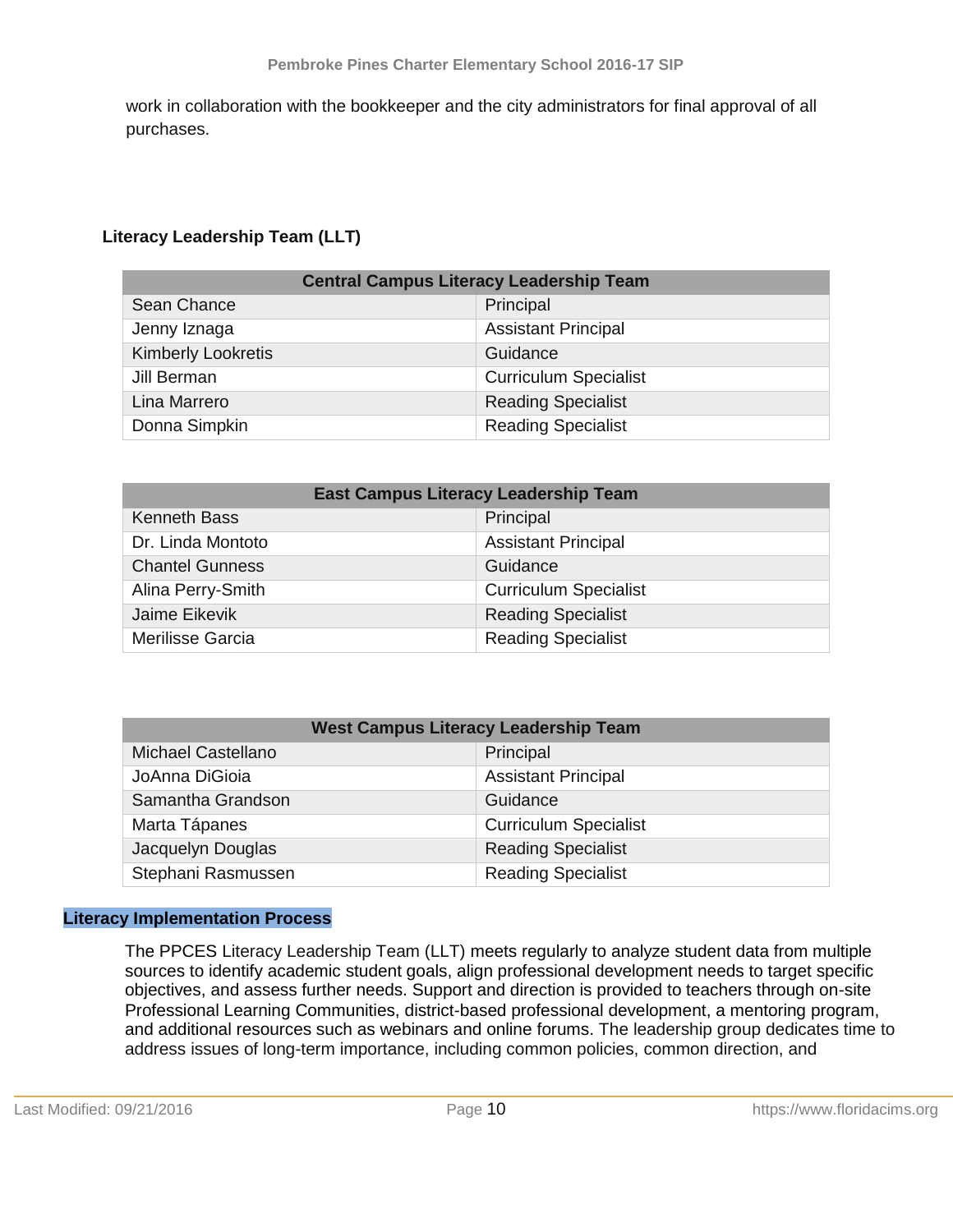work in collaboration with the bookkeeper and the city administrators for final approval of all purchases.

**Literacy Leadership Team (LLT)**

| Central Campus Literacy Leadership Team | |
|---|---|
| Sean Chance | Principal |
| Jenny Iznaga | Assistant Principal |
| Kimberly Lookretis | Guidance |
| Jill Berman | Curriculum Specialist |
| Lina Marrero | Reading Specialist |
| Donna Simpkin | Reading Specialist |

| East Campus Literacy Leadership Team | |
|---|---|
| Kenneth Bass | Principal |
| Dr. Linda Montoto | Assistant Principal |
| Chantel Gunness | Guidance |
| Alina Perry-Smith | Curriculum Specialist |
| Jaime Eikevik | Reading Specialist |
| Merilisse Garcia | Reading Specialist |

| West Campus Literacy Leadership Team | |
|---|---|
| Michael Castellano | Principal |
| JoAnna DiGioia | Assistant Principal |
| Samantha Grandson | Guidance |
| Marta Tápanes | Curriculum Specialist |
| Jacquelyn Douglas | Reading Specialist |
| Stephani Rasmussen | Reading Specialist |

**Literacy Implementation Process**

The PPCES Literacy Leadership Team (LLT) meets regularly to analyze student data from multiple sources to identify academic student goals, align professional development needs to target specific objectives, and assess further needs. Support and direction is provided to teachers through on-site Professional Learning Communities, district-based professional development, a mentoring program, and additional resources such as webinars and online forums. The leadership group dedicates time to address issues of long-term importance, including common policies, common direction, and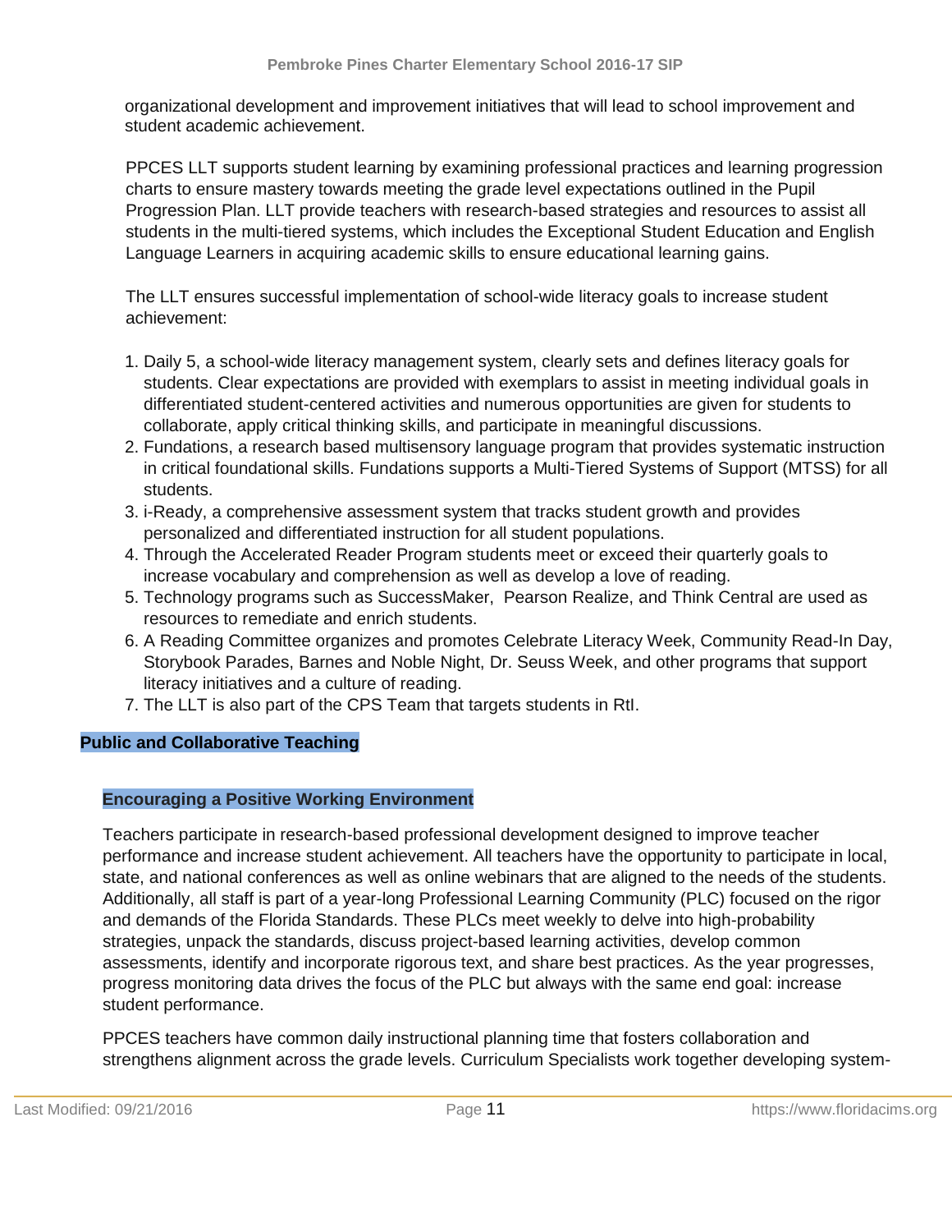organizational development and improvement initiatives that will lead to school improvement and student academic achievement.

PPCES LLT supports student learning by examining professional practices and learning progression charts to ensure mastery towards meeting the grade level expectations outlined in the Pupil Progression Plan. LLT provide teachers with research-based strategies and resources to assist all students in the multi-tiered systems, which includes the Exceptional Student Education and English Language Learners in acquiring academic skills to ensure educational learning gains.

The LLT ensures successful implementation of school-wide literacy goals to increase student achievement:

1. Daily 5, a school-wide literacy management system, clearly sets and defines literacy goals for students. Clear expectations are provided with exemplars to assist in meeting individual goals in differentiated student-centered activities and numerous opportunities are given for students to collaborate, apply critical thinking skills, and participate in meaningful discussions.
2. Fundations, a research based multisensory language program that provides systematic instruction in critical foundational skills. Fundations supports a Multi-Tiered Systems of Support (MTSS) for all students.
3. i-Ready, a comprehensive assessment system that tracks student growth and provides personalized and differentiated instruction for all student populations.
4. Through the Accelerated Reader Program students meet or exceed their quarterly goals to increase vocabulary and comprehension as well as develop a love of reading.
5. Technology programs such as SuccessMaker, Pearson Realize, and Think Central are used as resources to remediate and enrich students.
6. A Reading Committee organizes and promotes Celebrate Literacy Week, Community Read-In Day, Storybook Parades, Barnes and Noble Night, Dr. Seuss Week, and other programs that support literacy initiatives and a culture of reading.
7. The LLT is also part of the CPS Team that targets students in RtI.

## Public and Collaborative Teaching

### Encouraging a Positive Working Environment

Teachers participate in research-based professional development designed to improve teacher performance and increase student achievement. All teachers have the opportunity to participate in local, state, and national conferences as well as online webinars that are aligned to the needs of the students. Additionally, all staff is part of a year-long Professional Learning Community (PLC) focused on the rigor and demands of the Florida Standards. These PLCs meet weekly to delve into high-probability strategies, unpack the standards, discuss project-based learning activities, develop common assessments, identify and incorporate rigorous text, and share best practices. As the year progresses, progress monitoring data drives the focus of the PLC but always with the same end goal: increase student performance.

PPCES teachers have common daily instructional planning time that fosters collaboration and strengthens alignment across the grade levels. Curriculum Specialists work together developing system-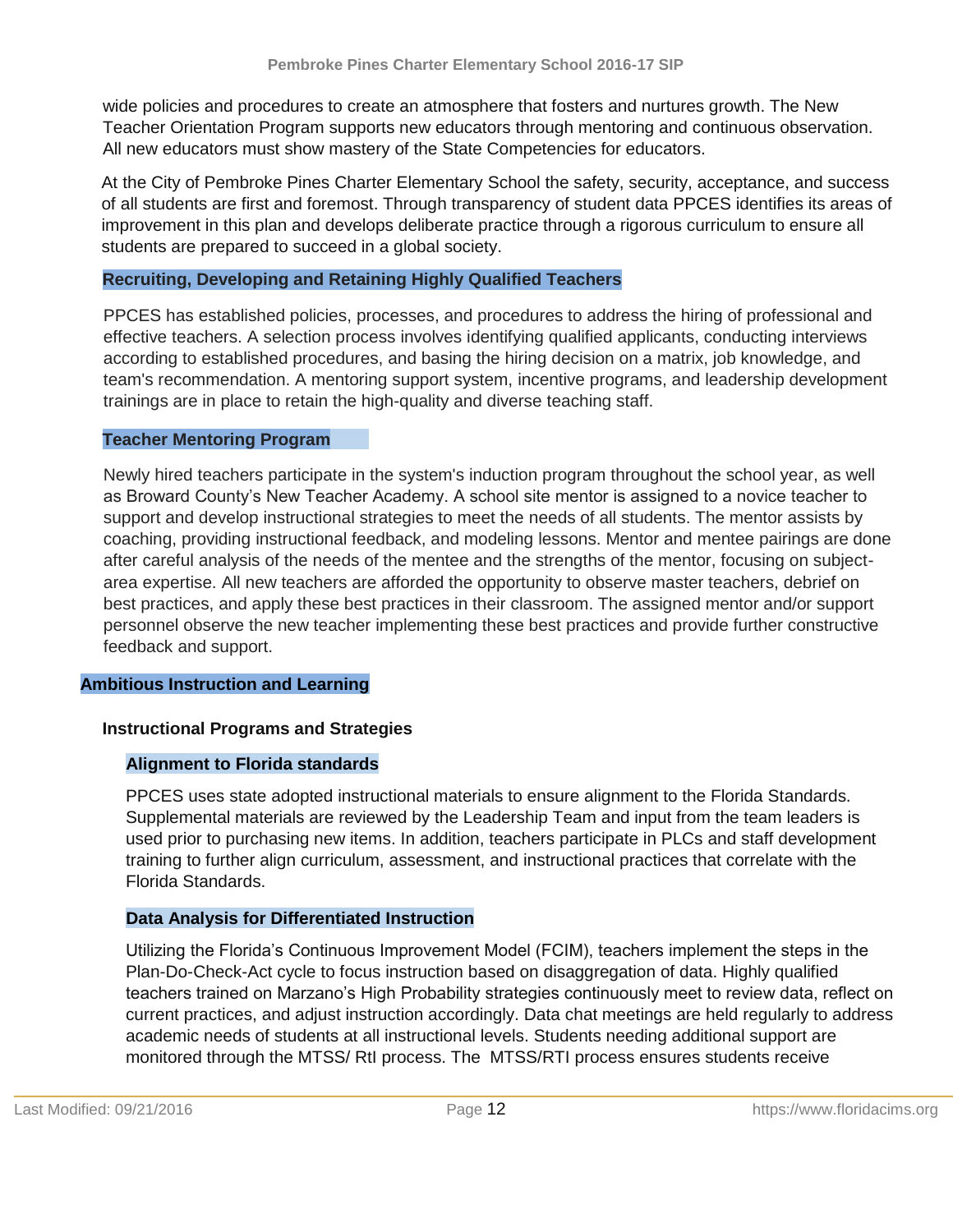wide policies and procedures to create an atmosphere that fosters and nurtures growth. The New Teacher Orientation Program supports new educators through mentoring and continuous observation. All new educators must show mastery of the State Competencies for educators.

At the City of Pembroke Pines Charter Elementary School the safety, security, acceptance, and success of all students are first and foremost. Through transparency of student data PPCES identifies its areas of improvement in this plan and develops deliberate practice through a rigorous curriculum to ensure all students are prepared to succeed in a global society.

### Recruiting, Developing and Retaining Highly Qualified Teachers

PPCES has established policies, processes, and procedures to address the hiring of professional and effective teachers. A selection process involves identifying qualified applicants, conducting interviews according to established procedures, and basing the hiring decision on a matrix, job knowledge, and team's recommendation. A mentoring support system, incentive programs, and leadership development trainings are in place to retain the high-quality and diverse teaching staff.

### Teacher Mentoring Program

Newly hired teachers participate in the system's induction program throughout the school year, as well as Broward County's New Teacher Academy. A school site mentor is assigned to a novice teacher to support and develop instructional strategies to meet the needs of all students. The mentor assists by coaching, providing instructional feedback, and modeling lessons. Mentor and mentee pairings are done after careful analysis of the needs of the mentee and the strengths of the mentor, focusing on subject-area expertise. All new teachers are afforded the opportunity to observe master teachers, debrief on best practices, and apply these best practices in their classroom. The assigned mentor and/or support personnel observe the new teacher implementing these best practices and provide further constructive feedback and support.

## Ambitious Instruction and Learning

### Instructional Programs and Strategies

#### Alignment to Florida standards

PPCES uses state adopted instructional materials to ensure alignment to the Florida Standards. Supplemental materials are reviewed by the Leadership Team and input from the team leaders is used prior to purchasing new items. In addition, teachers participate in PLCs and staff development training to further align curriculum, assessment, and instructional practices that correlate with the Florida Standards.

#### Data Analysis for Differentiated Instruction

Utilizing the Florida's Continuous Improvement Model (FCIM), teachers implement the steps in the Plan-Do-Check-Act cycle to focus instruction based on disaggregation of data. Highly qualified teachers trained on Marzano's High Probability strategies continuously meet to review data, reflect on current practices, and adjust instruction accordingly. Data chat meetings are held regularly to address academic needs of students at all instructional levels. Students needing additional support are monitored through the MTSS/ RtI process. The MTSS/RTI process ensures students receive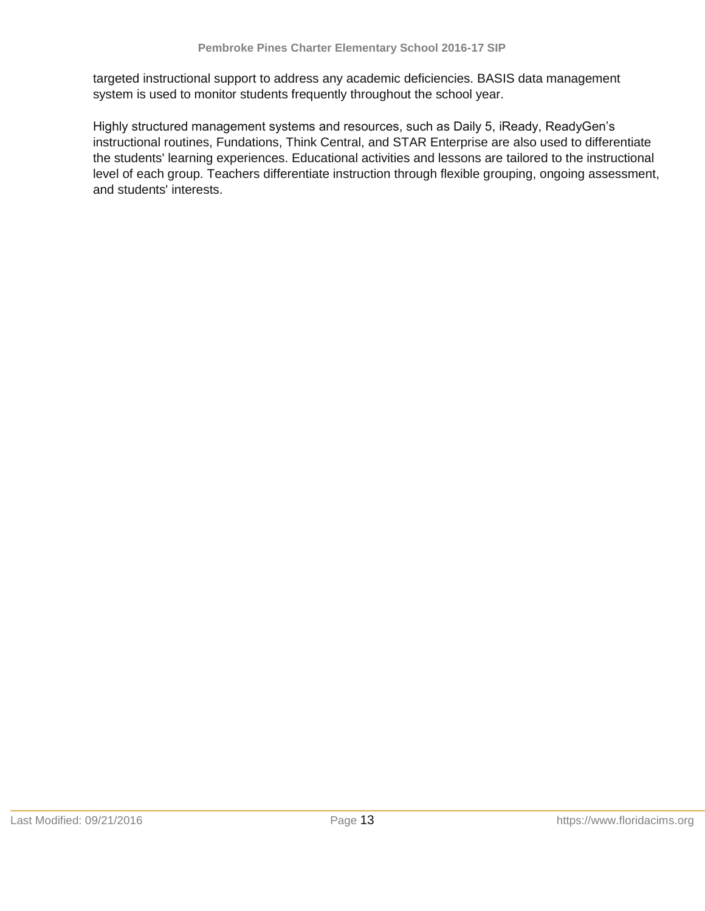targeted instructional support to address any academic deficiencies. BASIS data management system is used to monitor students frequently throughout the school year.

Highly structured management systems and resources, such as Daily 5, iReady, ReadyGen's instructional routines, Fundations, Think Central, and STAR Enterprise are also used to differentiate the students' learning experiences. Educational activities and lessons are tailored to the instructional level of each group. Teachers differentiate instruction through flexible grouping, ongoing assessment, and students' interests.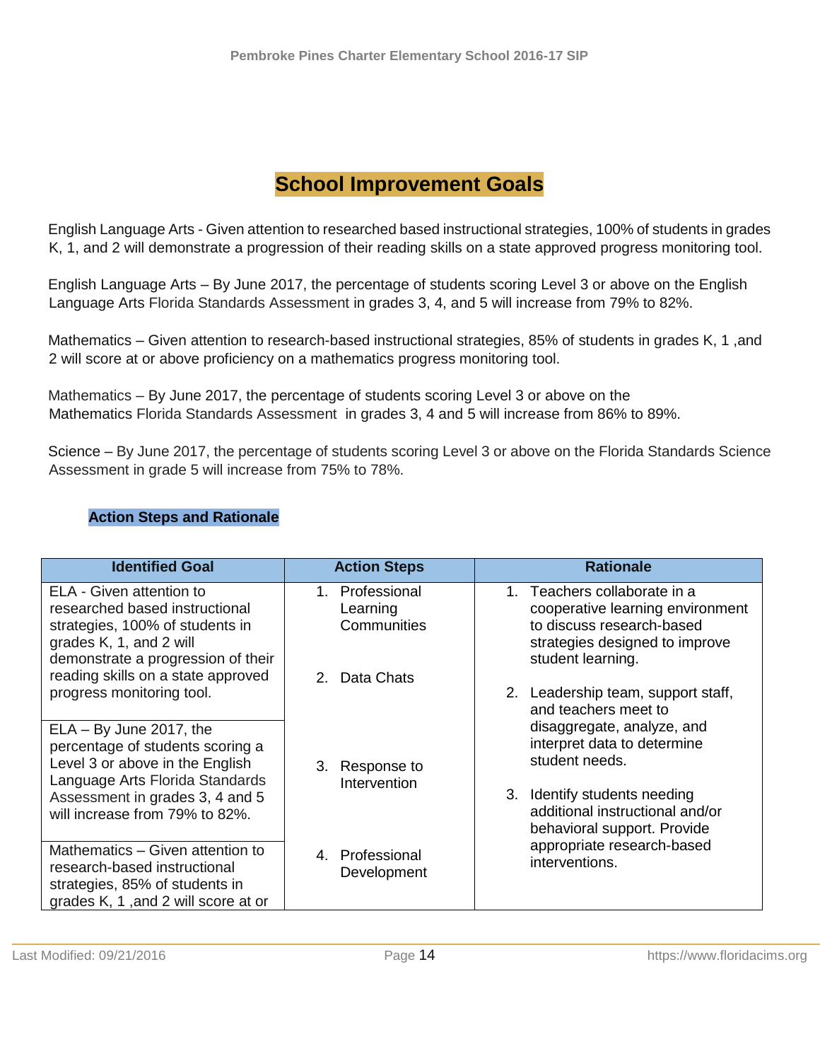# School Improvement Goals

English Language Arts - Given attention to researched based instructional strategies, 100% of students in grades K, 1, and 2 will demonstrate a progression of their reading skills on a state approved progress monitoring tool.

English Language Arts – By June 2017, the percentage of students scoring Level 3 or above on the English Language Arts Florida Standards Assessment in grades 3, 4, and 5 will increase from 79% to 82%.

Mathematics – Given attention to research-based instructional strategies, 85% of students in grades K, 1 ,and 2 will score at or above proficiency on a mathematics progress monitoring tool.

Mathematics – By June 2017, the percentage of students scoring Level 3 or above on the Mathematics Florida Standards Assessment in grades 3, 4 and 5 will increase from 86% to 89%.

Science – By June 2017, the percentage of students scoring Level 3 or above on the Florida Standards Science Assessment in grade 5 will increase from 75% to 78%.

## Action Steps and Rationale

| Identified Goal | Action Steps | Rationale |
|---|---|---|
| ELA - Given attention to researched based instructional strategies, 100% of students in grades K, 1, and 2 will demonstrate a progression of their reading skills on a state approved progress monitoring tool.<br><br>ELA – By June 2017, the percentage of students scoring a Level 3 or above in the English Language Arts Florida Standards Assessment in grades 3, 4 and 5 will increase from 79% to 82%.<br><br>Mathematics – Given attention to research-based instructional strategies, 85% of students in grades K, 1 ,and 2 will score at or | 1. Professional Learning Communities<br><br>2. Data Chats<br><br>3. Response to Intervention<br><br>4. Professional Development | 1. Teachers collaborate in a cooperative learning environment to discuss research-based strategies designed to improve student learning.<br><br>2. Leadership team, support staff, and teachers meet to disaggregate, analyze, and interpret data to determine student needs.<br><br>3. Identify students needing additional instructional and/or behavioral support. Provide appropriate research-based interventions. |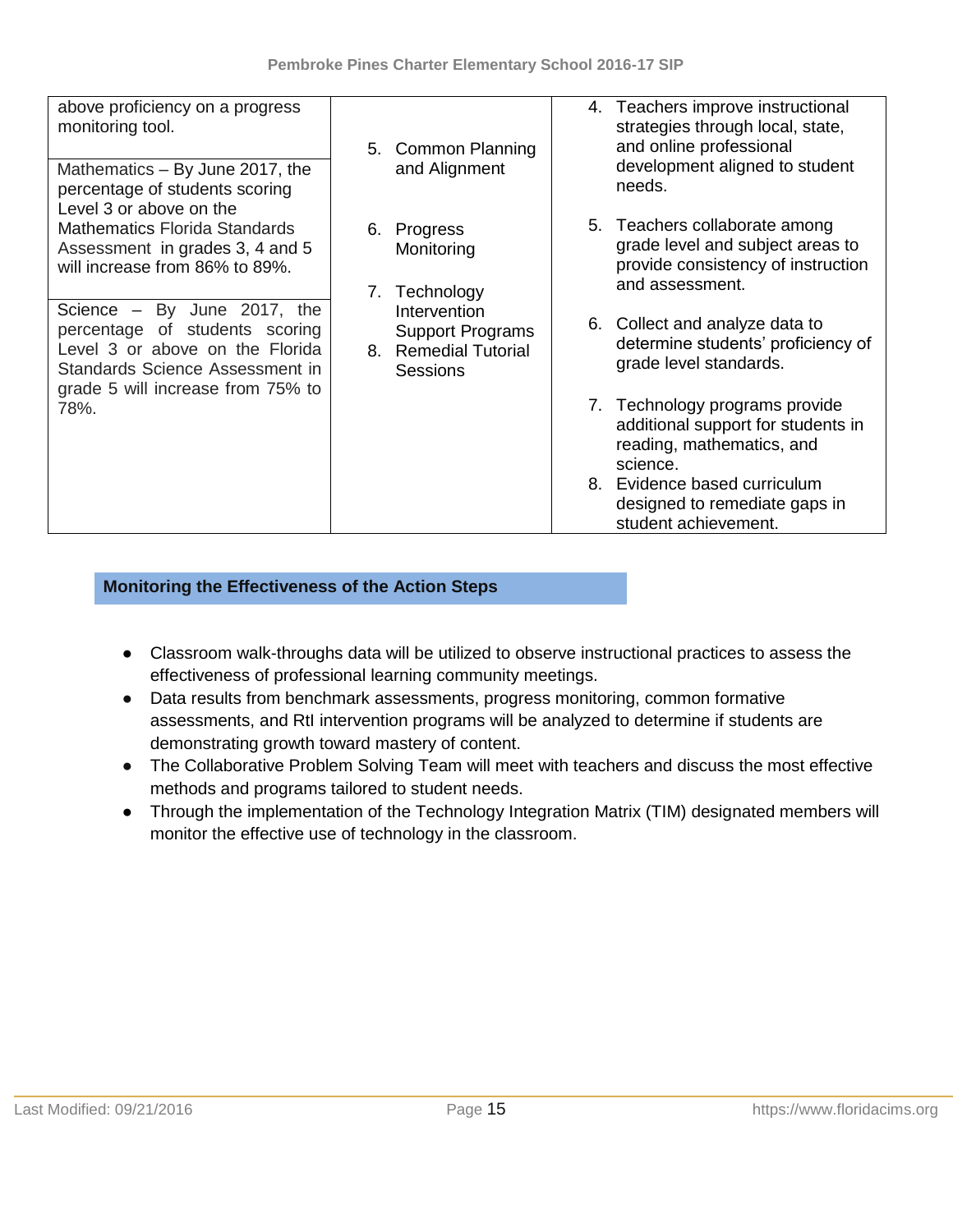| | | |
|---|---|---|
| above proficiency on a progress monitoring tool.<br><br>Mathematics – By June 2017, the percentage of students scoring Level 3 or above on the Mathematics Florida Standards Assessment in grades 3, 4 and 5 will increase from 86% to 89%.<br><br>Science – By June 2017, the percentage of students scoring Level 3 or above on the Florida Standards Science Assessment in grade 5 will increase from 75% to 78%. | 5. Common Planning and Alignment<br><br>6. Progress Monitoring<br><br>7. Technology Intervention Support Programs<br>8. Remedial Tutorial Sessions | 4. Teachers improve instructional strategies through local, state, and online professional development aligned to student needs.<br><br>5. Teachers collaborate among grade level and subject areas to provide consistency of instruction and assessment.<br><br>6. Collect and analyze data to determine students' proficiency of grade level standards.<br><br>7. Technology programs provide additional support for students in reading, mathematics, and science.<br>8. Evidence based curriculum designed to remediate gaps in student achievement. |

## Monitoring the Effectiveness of the Action Steps

- Classroom walk-throughs data will be utilized to observe instructional practices to assess the effectiveness of professional learning community meetings.
- Data results from benchmark assessments, progress monitoring, common formative assessments, and RtI intervention programs will be analyzed to determine if students are demonstrating growth toward mastery of content.
- The Collaborative Problem Solving Team will meet with teachers and discuss the most effective methods and programs tailored to student needs.
- Through the implementation of the Technology Integration Matrix (TIM) designated members will monitor the effective use of technology in the classroom.